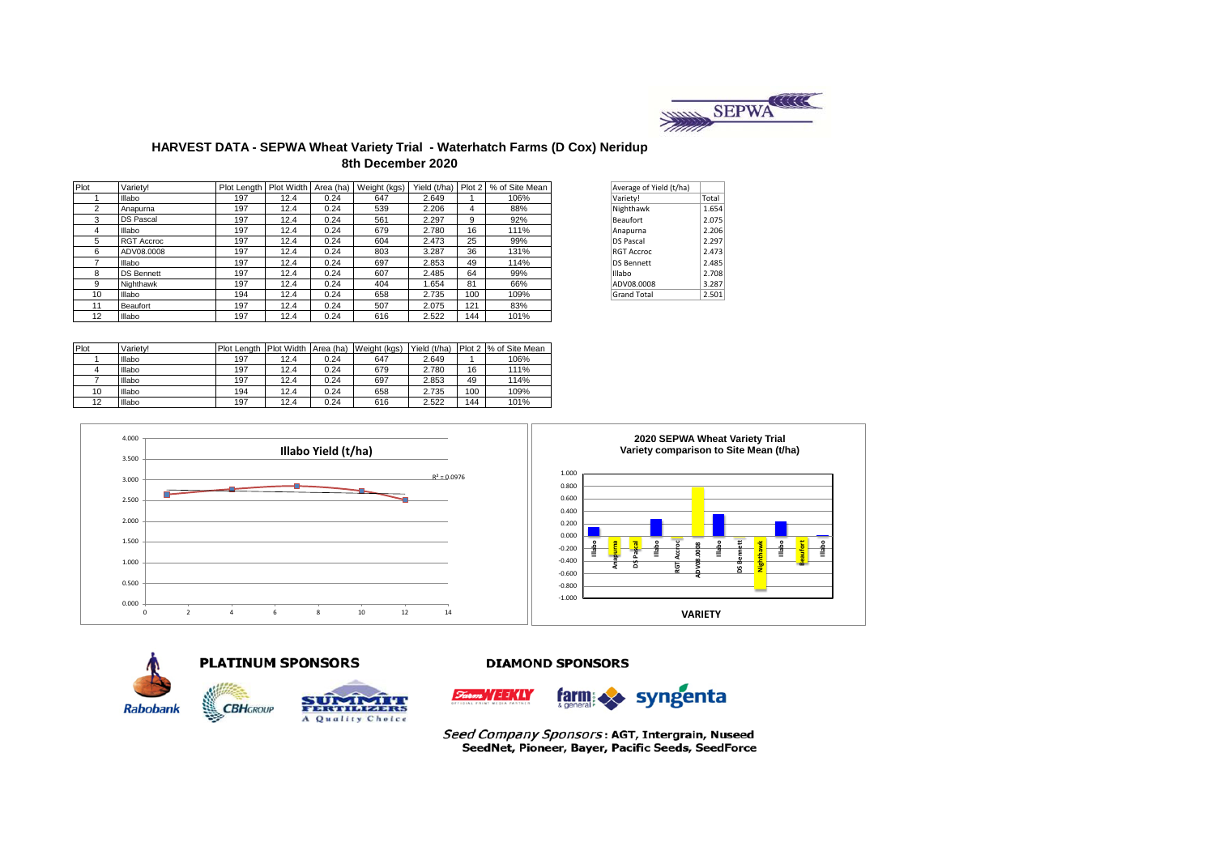SEPWA

# HARVEST DATA - SEPWA Wheat Variety Trial - Waterhatch Farms (D Cox) Neridup
## 8th December 2020

| Plot | Variety! | Plot Length | Plot Width | Area (ha) | Weight (kgs) | Yield (t/ha) | Plot 2 | % of Site Mean |
|---|---|---|---|---|---|---|---|---|
| 1 | Illabo | 197 | 12.4 | 0.24 | 647 | 2.649 | 1 | 106% |
| 2 | Anapurna | 197 | 12.4 | 0.24 | 539 | 2.206 | 4 | 88% |
| 3 | DS Pascal | 197 | 12.4 | 0.24 | 561 | 2.297 | 9 | 92% |
| 4 | Illabo | 197 | 12.4 | 0.24 | 679 | 2.780 | 16 | 111% |
| 5 | RGT Accroc | 197 | 12.4 | 0.24 | 604 | 2.473 | 25 | 99% |
| 6 | ADV08.0008 | 197 | 12.4 | 0.24 | 803 | 3.287 | 36 | 131% |
| 7 | Illabo | 197 | 12.4 | 0.24 | 697 | 2.853 | 49 | 114% |
| 8 | DS Bennett | 197 | 12.4 | 0.24 | 607 | 2.485 | 64 | 99% |
| 9 | Nighthawk | 197 | 12.4 | 0.24 | 404 | 1.654 | 81 | 66% |
| 10 | Illabo | 194 | 12.4 | 0.24 | 658 | 2.735 | 100 | 109% |
| 11 | Beaufort | 197 | 12.4 | 0.24 | 507 | 2.075 | 121 | 83% |
| 12 | Illabo | 197 | 12.4 | 0.24 | 616 | 2.522 | 144 | 101% |

| Average of Yield (t/ha) | |
|---|---|
| Variety! | Total |
| Nighthawk | 1.654 |
| Beaufort | 2.075 |
| Anapurna | 2.206 |
| DS Pascal | 2.297 |
| RGT Accroc | 2.473 |
| DS Bennett | 2.485 |
| Illabo | 2.708 |
| ADV08.0008 | 3.287 |
| Grand Total | 2.501 |

| Plot | Variety! | Plot Length | Plot Width | Area (ha) | Weight (kgs) | Yield (t/ha) | Plot 2 | % of Site Mean |
|---|---|---|---|---|---|---|---|---|
| 1 | Illabo | 197 | 12.4 | 0.24 | 647 | 2.649 | 1 | 106% |
| 4 | Illabo | 197 | 12.4 | 0.24 | 679 | 2.780 | 16 | 111% |
| 7 | Illabo | 197 | 12.4 | 0.24 | 697 | 2.853 | 49 | 114% |
| 10 | Illabo | 194 | 12.4 | 0.24 | 658 | 2.735 | 100 | 109% |
| 12 | Illabo | 197 | 12.4 | 0.24 | 616 | 2.522 | 144 | 101% |

**Illabo Yield (t/ha)**

$R^2 = 0.0976$

**2020 SEPWA Wheat Variety Trial**
**Variety comparison to Site Mean (t/ha)**

VARIETY

**PLATINUM SPONSORS**

Rabobank, CBH GROUP, SUMMIT FERTILIZERS A Quality Choice

**DIAMOND SPONSORS**

Farm Weekly, farm & general, syngenta

*Seed Company Sponsors*: **AGT, Intergrain, Nuseed SeedNet, Pioneer, Bayer, Pacific Seeds, SeedForce**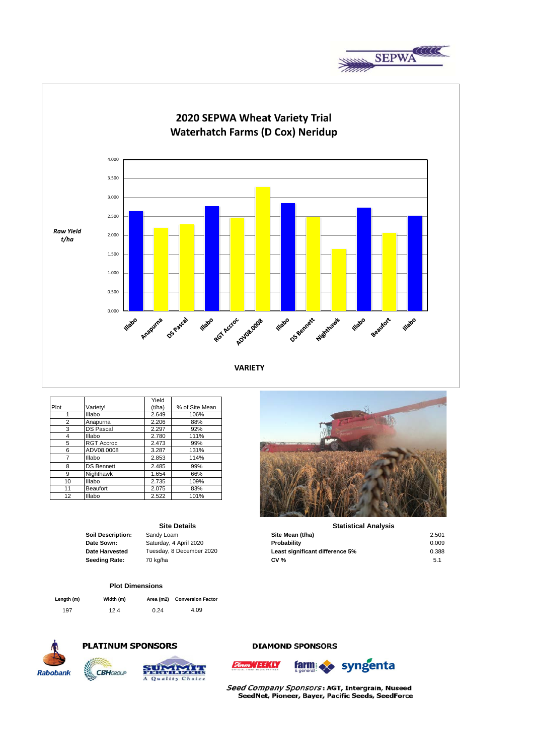# 2020 SEPWA Wheat Variety Trial
## Waterhatch Farms (D Cox) Neridup

| Plot | Variety! | Yield (t/ha) | % of Site Mean |
|---|---|---|---|
| 1 | Illabo | 2.649 | 106% |
| 2 | Anapurna | 2.206 | 88% |
| 3 | DS Pascal | 2.297 | 92% |
| 4 | Illabo | 2.780 | 111% |
| 5 | RGT Accroc | 2.473 | 99% |
| 6 | ADV08.0008 | 3.287 | 131% |
| 7 | Illabo | 2.853 | 114% |
| 8 | DS Bennett | 2.485 | 99% |
| 9 | Nighthawk | 1.654 | 66% |
| 10 | Illabo | 2.735 | 109% |
| 11 | Beaufort | 2.075 | 83% |
| 12 | Illabo | 2.522 | 101% |

### Site Details

| | |
|---|---|
| **Soil Description:** | Sandy Loam |
| **Date Sown:** | Saturday, 4 April 2020 |
| **Date Harvested** | Tuesday, 8 December 2020 |
| **Seeding Rate:** | 70 kg/ha |

### Statistical Analysis

| | |
|---|---|
| **Site Mean (t/ha)** | 2.501 |
| **Probability** | 0.009 |
| **Least significant difference 5%** | 0.388 |
| **CV %** | 5.1 |

### Plot Dimensions

| Length (m) | Width (m) | Area (m2) | Conversion Factor |
|---|---|---|---|
| 197 | 12.4 | 0.24 | 4.09 |

**PLATINUM SPONSORS**

**DIAMOND SPONSORS**

*Seed Company Sponsors*: **AGT, Intergrain, Nuseed SeedNet, Pioneer, Bayer, Pacific Seeds, SeedForce**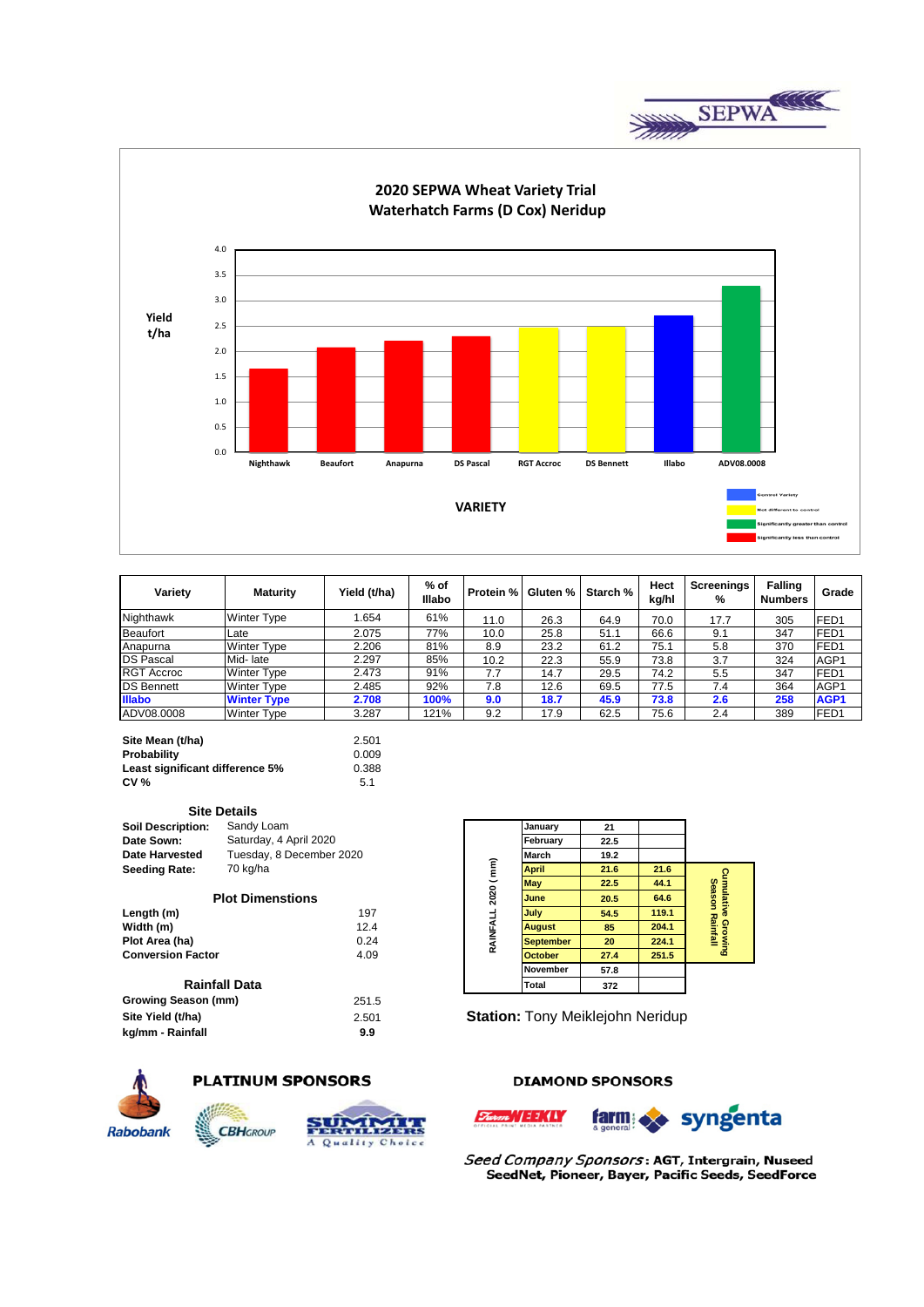SEPWA

## 2020 SEPWA Wheat Variety Trial
## Waterhatch Farms (D Cox) Neridup

Yield t/ha

4.0
3.5
3.0
2.5
2.0
1.5
1.0
0.5
0.0

Nighthawk
Beaufort
Anapurna
DS Pascal
RGT Accroc
DS Bennett
Illabo
ADV08.0008

VARIETY

Control Variety
Not different to control
Significantly greater than control
Significantly less than control

| Variety | Maturity | Yield (t/ha) | % of Illabo | Protein % | Gluten % | Starch % | Hect kg/hl | Screenings % | Falling Numbers | Grade |
|---|---|---|---|---|---|---|---|---|---|---|
| Nighthawk | Winter Type | 1.654 | 61% | 11.0 | 26.3 | 64.9 | 70.0 | 17.7 | 305 | FED1 |
| Beaufort | Late | 2.075 | 77% | 10.0 | 25.8 | 51.1 | 66.6 | 9.1 | 347 | FED1 |
| Anapurna | Winter Type | 2.206 | 81% | 8.9 | 23.2 | 61.2 | 75.1 | 5.8 | 370 | FED1 |
| DS Pascal | Mid- late | 2.297 | 85% | 10.2 | 22.3 | 55.9 | 73.8 | 3.7 | 324 | AGP1 |
| RGT Accroc | Winter Type | 2.473 | 91% | 7.7 | 14.7 | 29.5 | 74.2 | 5.5 | 347 | FED1 |
| DS Bennett | Winter Type | 2.485 | 92% | 7.8 | 12.6 | 69.5 | 77.5 | 7.4 | 364 | AGP1 |
| **Illabo** | **Winter Type** | **2.708** | **100%** | **9.0** | **18.7** | **45.9** | **73.8** | **2.6** | **258** | **AGP1** |
| ADV08.0008 | Winter Type | 3.287 | 121% | 9.2 | 17.9 | 62.5 | 75.6 | 2.4 | 389 | FED1 |

| | |
|---|---|
| **Site Mean (t/ha)** | 2.501 |
| **Probability** | 0.009 |
| **Least significant difference 5%** | 0.388 |
| **CV %** | 5.1 |

### Site Details

| | |
|---|---|
| **Soil Description:** | Sandy Loam |
| **Date Sown:** | Saturday, 4 April 2020 |
| **Date Harvested** | Tuesday, 8 December 2020 |
| **Seeding Rate:** | 70 kg/ha |

### Plot Dimenstions

| | |
|---|---|
| **Length (m)** | 197 |
| **Width (m)** | 12.4 |
| **Plot Area (ha)** | 0.24 |
| **Conversion Factor** | 4.09 |

### Rainfall Data

| | |
|---|---|
| **Growing Season (mm)** | 251.5 |
| **Site Yield (t/ha)** | 2.501 |
| **kg/mm - Rainfall** | **9.9** |

RAINFALL 2020 (mm)

| Month | Rainfall | Cumulative Growing Season Rainfall |
|---|---|---|
| January | 21 | |
| February | 22.5 | |
| March | 19.2 | |
| April | 21.6 | 21.6 |
| May | 22.5 | 44.1 |
| June | 20.5 | 64.6 |
| July | 54.5 | 119.1 |
| August | 85 | 204.1 |
| September | 20 | 224.1 |
| October | 27.4 | 251.5 |
| November | 57.8 | |
| Total | 372 | |

**Station:** Tony Meiklejohn Neridup

**PLATINUM SPONSORS**

Rabobank, CBH Group, Summit Fertilizers – A Quality Choice

**DIAMOND SPONSORS**

Farm Weekly, farm & general, syngenta

*Seed Company Sponsors*: **AGT, Intergrain, Nuseed SeedNet, Pioneer, Bayer, Pacific Seeds, SeedForce**